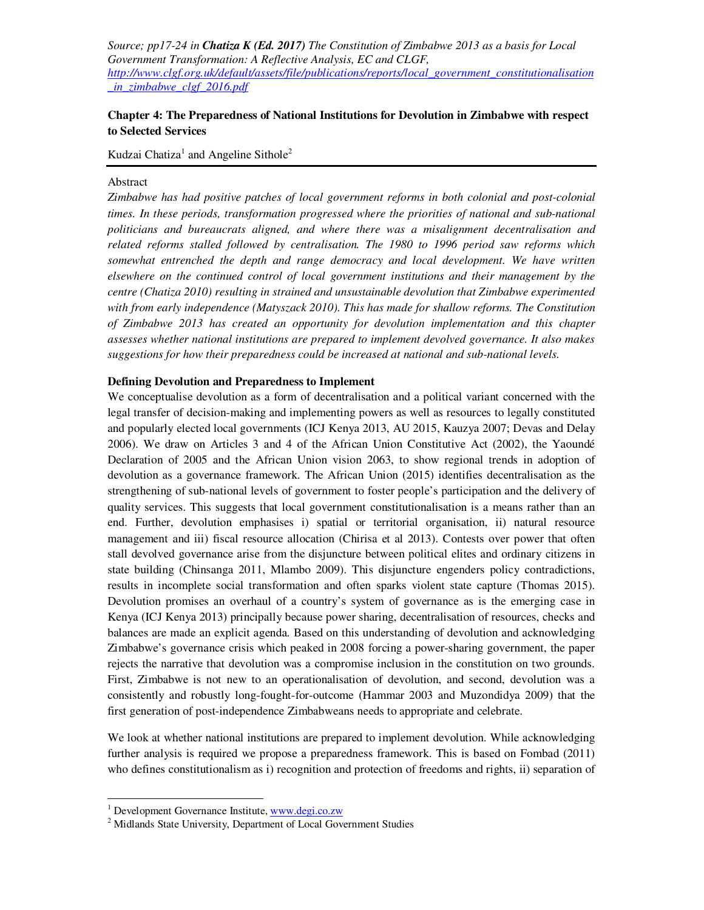Source; pp17-24 in ***Chatiza K (Ed. 2017)*** *The Constitution of Zimbabwe 2013 as a basis for Local Government Transformation: A Reflective Analysis, EC and CLGF,* *http://www.clgf.org.uk/default/assets/file/publications/reports/local_government_constitutionalisation_in_zimbabwe_clgf_2016.pdf*

## Chapter 4: The Preparedness of National Institutions for Devolution in Zimbabwe with respect to Selected Services

Kudzai Chatiza[1] and Angeline Sithole[2]

---

Abstract

*Zimbabwe has had positive patches of local government reforms in both colonial and post-colonial times. In these periods, transformation progressed where the priorities of national and sub-national politicians and bureaucrats aligned, and where there was a misalignment decentralisation and related reforms stalled followed by centralisation. The 1980 to 1996 period saw reforms which somewhat entrenched the depth and range democracy and local development. We have written elsewhere on the continued control of local government institutions and their management by the centre (Chatiza 2010) resulting in strained and unsustainable devolution that Zimbabwe experimented with from early independence (Matyszack 2010). This has made for shallow reforms. The Constitution of Zimbabwe 2013 has created an opportunity for devolution implementation and this chapter assesses whether national institutions are prepared to implement devolved governance. It also makes suggestions for how their preparedness could be increased at national and sub-national levels.*

### Defining Devolution and Preparedness to Implement

We conceptualise devolution as a form of decentralisation and a political variant concerned with the legal transfer of decision-making and implementing powers as well as resources to legally constituted and popularly elected local governments (ICJ Kenya 2013, AU 2015, Kauzya 2007; Devas and Delay 2006). We draw on Articles 3 and 4 of the African Union Constitutive Act (2002), the Yaoundé Declaration of 2005 and the African Union vision 2063, to show regional trends in adoption of devolution as a governance framework. The African Union (2015) identifies decentralisation as the strengthening of sub-national levels of government to foster people's participation and the delivery of quality services. This suggests that local government constitutionalisation is a means rather than an end. Further, devolution emphasises i) spatial or territorial organisation, ii) natural resource management and iii) fiscal resource allocation (Chirisa et al 2013). Contests over power that often stall devolved governance arise from the disjuncture between political elites and ordinary citizens in state building (Chinsanga 2011, Mlambo 2009). This disjuncture engenders policy contradictions, results in incomplete social transformation and often sparks violent state capture (Thomas 2015). Devolution promises an overhaul of a country's system of governance as is the emerging case in Kenya (ICJ Kenya 2013) principally because power sharing, decentralisation of resources, checks and balances are made an explicit agenda. Based on this understanding of devolution and acknowledging Zimbabwe's governance crisis which peaked in 2008 forcing a power-sharing government, the paper rejects the narrative that devolution was a compromise inclusion in the constitution on two grounds. First, Zimbabwe is not new to an operationalisation of devolution, and second, devolution was a consistently and robustly long-fought-for-outcome (Hammar 2003 and Muzondidya 2009) that the first generation of post-independence Zimbabweans needs to appropriate and celebrate.

We look at whether national institutions are prepared to implement devolution. While acknowledging further analysis is required we propose a preparedness framework. This is based on Fombad (2011) who defines constitutionalism as i) recognition and protection of freedoms and rights, ii) separation of

---

[1] Development Governance Institute, www.degi.co.zw

[2] Midlands State University, Department of Local Government Studies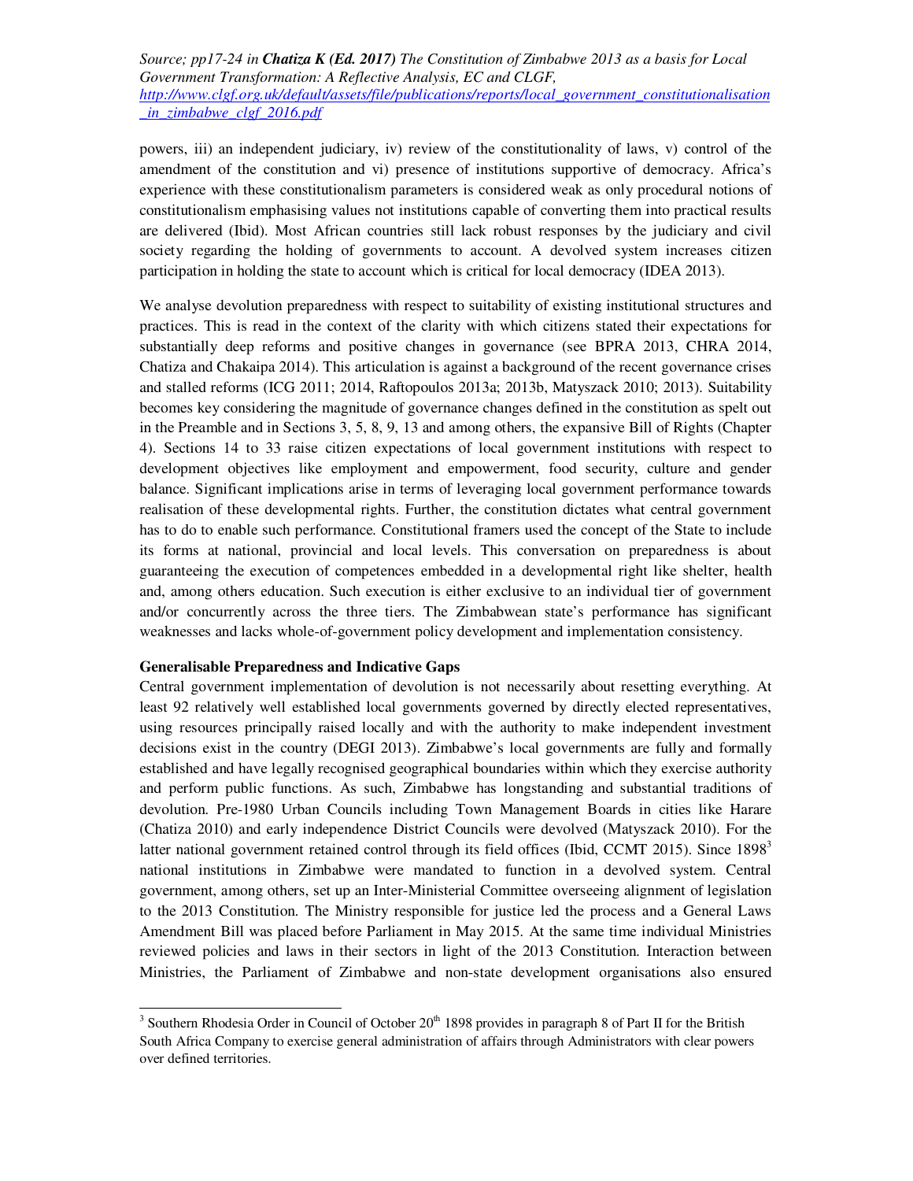powers, iii) an independent judiciary, iv) review of the constitutionality of laws, v) control of the amendment of the constitution and vi) presence of institutions supportive of democracy. Africa's experience with these constitutionalism parameters is considered weak as only procedural notions of constitutionalism emphasising values not institutions capable of converting them into practical results are delivered (Ibid). Most African countries still lack robust responses by the judiciary and civil society regarding the holding of governments to account. A devolved system increases citizen participation in holding the state to account which is critical for local democracy (IDEA 2013).

We analyse devolution preparedness with respect to suitability of existing institutional structures and practices. This is read in the context of the clarity with which citizens stated their expectations for substantially deep reforms and positive changes in governance (see BPRA 2013, CHRA 2014, Chatiza and Chakaipa 2014). This articulation is against a background of the recent governance crises and stalled reforms (ICG 2011; 2014, Raftopoulos 2013a; 2013b, Matyszack 2010; 2013). Suitability becomes key considering the magnitude of governance changes defined in the constitution as spelt out in the Preamble and in Sections 3, 5, 8, 9, 13 and among others, the expansive Bill of Rights (Chapter 4). Sections 14 to 33 raise citizen expectations of local government institutions with respect to development objectives like employment and empowerment, food security, culture and gender balance. Significant implications arise in terms of leveraging local government performance towards realisation of these developmental rights. Further, the constitution dictates what central government has to do to enable such performance. Constitutional framers used the concept of the State to include its forms at national, provincial and local levels. This conversation on preparedness is about guaranteeing the execution of competences embedded in a developmental right like shelter, health and, among others education. Such execution is either exclusive to an individual tier of government and/or concurrently across the three tiers. The Zimbabwean state's performance has significant weaknesses and lacks whole-of-government policy development and implementation consistency.

**Generalisable Preparedness and Indicative Gaps**

Central government implementation of devolution is not necessarily about resetting everything. At least 92 relatively well established local governments governed by directly elected representatives, using resources principally raised locally and with the authority to make independent investment decisions exist in the country (DEGI 2013). Zimbabwe's local governments are fully and formally established and have legally recognised geographical boundaries within which they exercise authority and perform public functions. As such, Zimbabwe has longstanding and substantial traditions of devolution. Pre-1980 Urban Councils including Town Management Boards in cities like Harare (Chatiza 2010) and early independence District Councils were devolved (Matyszack 2010). For the latter national government retained control through its field offices (Ibid, CCMT 2015). Since 1898[3] national institutions in Zimbabwe were mandated to function in a devolved system. Central government, among others, set up an Inter-Ministerial Committee overseeing alignment of legislation to the 2013 Constitution. The Ministry responsible for justice led the process and a General Laws Amendment Bill was placed before Parliament in May 2015. At the same time individual Ministries reviewed policies and laws in their sectors in light of the 2013 Constitution. Interaction between Ministries, the Parliament of Zimbabwe and non-state development organisations also ensured

[3] Southern Rhodesia Order in Council of October 20th 1898 provides in paragraph 8 of Part II for the British South Africa Company to exercise general administration of affairs through Administrators with clear powers over defined territories.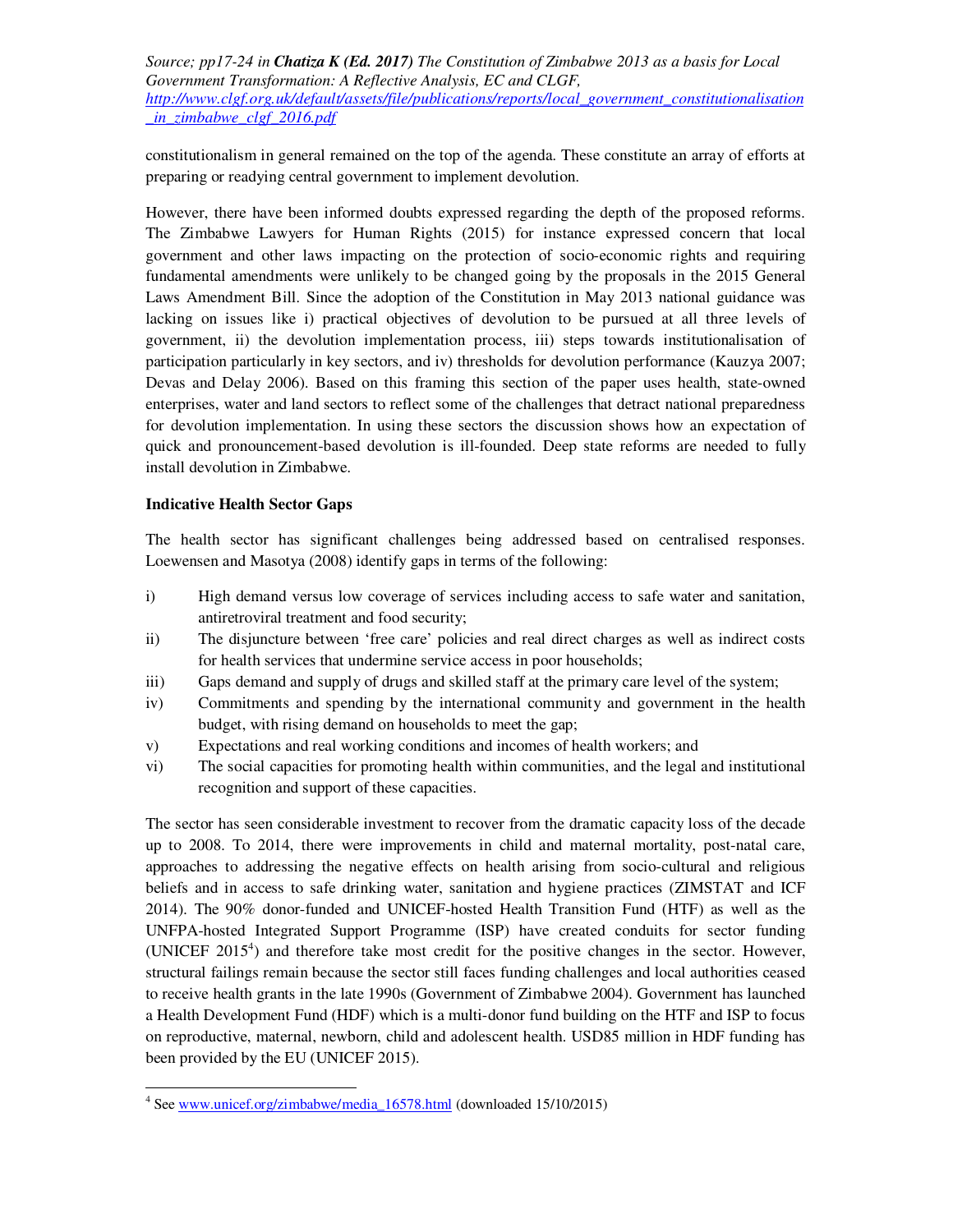constitutionalism in general remained on the top of the agenda. These constitute an array of efforts at preparing or readying central government to implement devolution.

However, there have been informed doubts expressed regarding the depth of the proposed reforms. The Zimbabwe Lawyers for Human Rights (2015) for instance expressed concern that local government and other laws impacting on the protection of socio-economic rights and requiring fundamental amendments were unlikely to be changed going by the proposals in the 2015 General Laws Amendment Bill. Since the adoption of the Constitution in May 2013 national guidance was lacking on issues like i) practical objectives of devolution to be pursued at all three levels of government, ii) the devolution implementation process, iii) steps towards institutionalisation of participation particularly in key sectors, and iv) thresholds for devolution performance (Kauzya 2007; Devas and Delay 2006). Based on this framing this section of the paper uses health, state-owned enterprises, water and land sectors to reflect some of the challenges that detract national preparedness for devolution implementation. In using these sectors the discussion shows how an expectation of quick and pronouncement-based devolution is ill-founded. Deep state reforms are needed to fully install devolution in Zimbabwe.

**Indicative Health Sector Gaps**

The health sector has significant challenges being addressed based on centralised responses. Loewensen and Masotya (2008) identify gaps in terms of the following:

i) High demand versus low coverage of services including access to safe water and sanitation, antiretroviral treatment and food security;
ii) The disjuncture between 'free care' policies and real direct charges as well as indirect costs for health services that undermine service access in poor households;
iii) Gaps demand and supply of drugs and skilled staff at the primary care level of the system;
iv) Commitments and spending by the international community and government in the health budget, with rising demand on households to meet the gap;
v) Expectations and real working conditions and incomes of health workers; and
vi) The social capacities for promoting health within communities, and the legal and institutional recognition and support of these capacities.

The sector has seen considerable investment to recover from the dramatic capacity loss of the decade up to 2008. To 2014, there were improvements in child and maternal mortality, post-natal care, approaches to addressing the negative effects on health arising from socio-cultural and religious beliefs and in access to safe drinking water, sanitation and hygiene practices (ZIMSTAT and ICF 2014). The 90% donor-funded and UNICEF-hosted Health Transition Fund (HTF) as well as the UNFPA-hosted Integrated Support Programme (ISP) have created conduits for sector funding (UNICEF 2015[4]) and therefore take most credit for the positive changes in the sector. However, structural failings remain because the sector still faces funding challenges and local authorities ceased to receive health grants in the late 1990s (Government of Zimbabwe 2004). Government has launched a Health Development Fund (HDF) which is a multi-donor fund building on the HTF and ISP to focus on reproductive, maternal, newborn, child and adolescent health. USD85 million in HDF funding has been provided by the EU (UNICEF 2015).

[4] See www.unicef.org/zimbabwe/media_16578.html (downloaded 15/10/2015)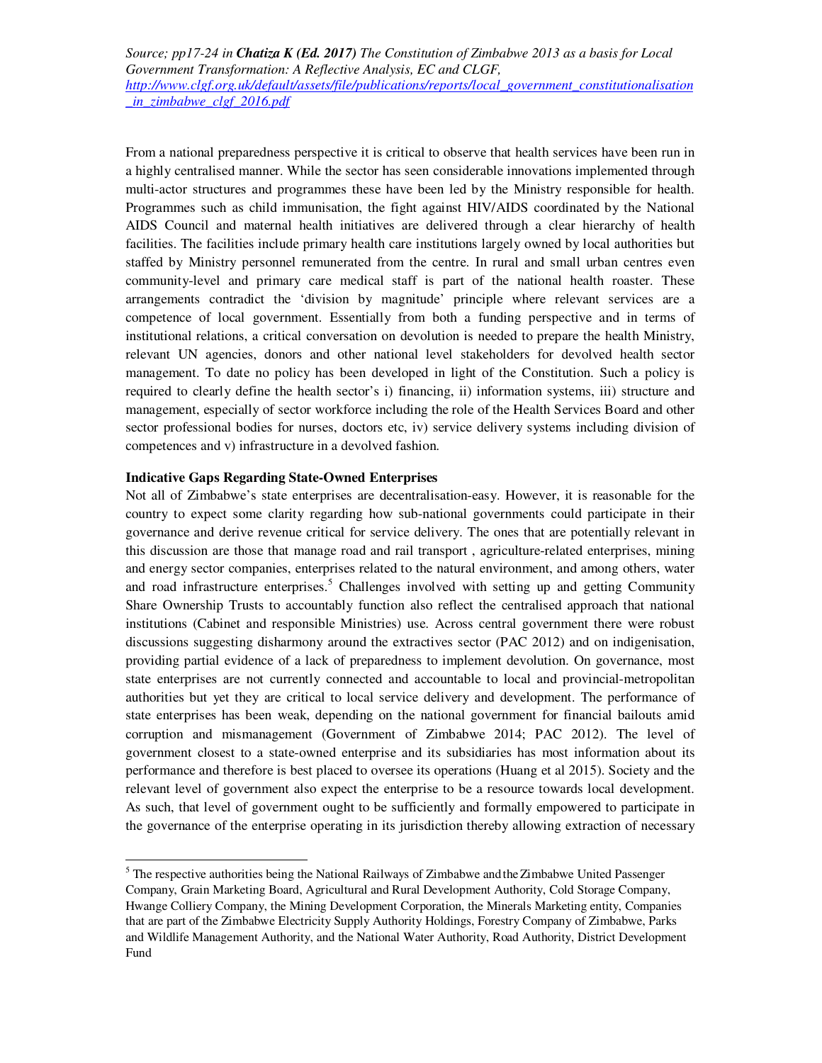From a national preparedness perspective it is critical to observe that health services have been run in a highly centralised manner. While the sector has seen considerable innovations implemented through multi-actor structures and programmes these have been led by the Ministry responsible for health. Programmes such as child immunisation, the fight against HIV/AIDS coordinated by the National AIDS Council and maternal health initiatives are delivered through a clear hierarchy of health facilities. The facilities include primary health care institutions largely owned by local authorities but staffed by Ministry personnel remunerated from the centre. In rural and small urban centres even community-level and primary care medical staff is part of the national health roaster. These arrangements contradict the 'division by magnitude' principle where relevant services are a competence of local government. Essentially from both a funding perspective and in terms of institutional relations, a critical conversation on devolution is needed to prepare the health Ministry, relevant UN agencies, donors and other national level stakeholders for devolved health sector management. To date no policy has been developed in light of the Constitution. Such a policy is required to clearly define the health sector's i) financing, ii) information systems, iii) structure and management, especially of sector workforce including the role of the Health Services Board and other sector professional bodies for nurses, doctors etc, iv) service delivery systems including division of competences and v) infrastructure in a devolved fashion.

**Indicative Gaps Regarding State-Owned Enterprises**

Not all of Zimbabwe's state enterprises are decentralisation-easy. However, it is reasonable for the country to expect some clarity regarding how sub-national governments could participate in their governance and derive revenue critical for service delivery. The ones that are potentially relevant in this discussion are those that manage road and rail transport , agriculture-related enterprises, mining and energy sector companies, enterprises related to the natural environment, and among others, water and road infrastructure enterprises.[5] Challenges involved with setting up and getting Community Share Ownership Trusts to accountably function also reflect the centralised approach that national institutions (Cabinet and responsible Ministries) use. Across central government there were robust discussions suggesting disharmony around the extractives sector (PAC 2012) and on indigenisation, providing partial evidence of a lack of preparedness to implement devolution. On governance, most state enterprises are not currently connected and accountable to local and provincial-metropolitan authorities but yet they are critical to local service delivery and development. The performance of state enterprises has been weak, depending on the national government for financial bailouts amid corruption and mismanagement (Government of Zimbabwe 2014; PAC 2012). The level of government closest to a state-owned enterprise and its subsidiaries has most information about its performance and therefore is best placed to oversee its operations (Huang et al 2015). Society and the relevant level of government also expect the enterprise to be a resource towards local development. As such, that level of government ought to be sufficiently and formally empowered to participate in the governance of the enterprise operating in its jurisdiction thereby allowing extraction of necessary

[5] The respective authorities being the National Railways of Zimbabwe and the Zimbabwe United Passenger Company, Grain Marketing Board, Agricultural and Rural Development Authority, Cold Storage Company, Hwange Colliery Company, the Mining Development Corporation, the Minerals Marketing entity, Companies that are part of the Zimbabwe Electricity Supply Authority Holdings, Forestry Company of Zimbabwe, Parks and Wildlife Management Authority, and the National Water Authority, Road Authority, District Development Fund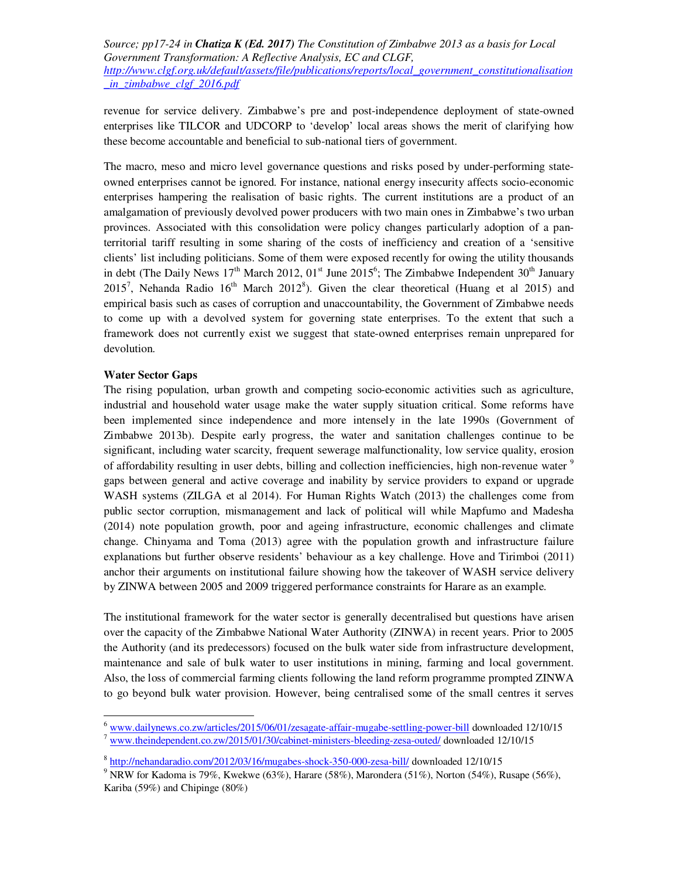revenue for service delivery. Zimbabwe's pre and post-independence deployment of state-owned enterprises like TILCOR and UDCORP to 'develop' local areas shows the merit of clarifying how these become accountable and beneficial to sub-national tiers of government.

The macro, meso and micro level governance questions and risks posed by under-performing state-owned enterprises cannot be ignored. For instance, national energy insecurity affects socio-economic enterprises hampering the realisation of basic rights. The current institutions are a product of an amalgamation of previously devolved power producers with two main ones in Zimbabwe's two urban provinces. Associated with this consolidation were policy changes particularly adoption of a pan-territorial tariff resulting in some sharing of the costs of inefficiency and creation of a 'sensitive clients' list including politicians. Some of them were exposed recently for owing the utility thousands in debt (The Daily News 17th March 2012, 01st June 2015[6]; The Zimbabwe Independent 30th January 2015[7], Nehanda Radio 16th March 2012[8]). Given the clear theoretical (Huang et al 2015) and empirical basis such as cases of corruption and unaccountability, the Government of Zimbabwe needs to come up with a devolved system for governing state enterprises. To the extent that such a framework does not currently exist we suggest that state-owned enterprises remain unprepared for devolution.

**Water Sector Gaps**

The rising population, urban growth and competing socio-economic activities such as agriculture, industrial and household water usage make the water supply situation critical. Some reforms have been implemented since independence and more intensely in the late 1990s (Government of Zimbabwe 2013b). Despite early progress, the water and sanitation challenges continue to be significant, including water scarcity, frequent sewerage malfunctionality, low service quality, erosion of affordability resulting in user debts, billing and collection inefficiencies, high non-revenue water [9] gaps between general and active coverage and inability by service providers to expand or upgrade WASH systems (ZILGA et al 2014). For Human Rights Watch (2013) the challenges come from public sector corruption, mismanagement and lack of political will while Mapfumo and Madesha (2014) note population growth, poor and ageing infrastructure, economic challenges and climate change. Chinyama and Toma (2013) agree with the population growth and infrastructure failure explanations but further observe residents' behaviour as a key challenge. Hove and Tirimboi (2011) anchor their arguments on institutional failure showing how the takeover of WASH service delivery by ZINWA between 2005 and 2009 triggered performance constraints for Harare as an example.

The institutional framework for the water sector is generally decentralised but questions have arisen over the capacity of the Zimbabwe National Water Authority (ZINWA) in recent years. Prior to 2005 the Authority (and its predecessors) focused on the bulk water side from infrastructure development, maintenance and sale of bulk water to user institutions in mining, farming and local government. Also, the loss of commercial farming clients following the land reform programme prompted ZINWA to go beyond bulk water provision. However, being centralised some of the small centres it serves

---

[6] www.dailynews.co.zw/articles/2015/06/01/zesagate-affair-mugabe-settling-power-bill downloaded 12/10/15

[7] www.theindependent.co.zw/2015/01/30/cabinet-ministers-bleeding-zesa-outed/ downloaded 12/10/15

[8] http://nehandaradio.com/2012/03/16/mugabes-shock-350-000-zesa-bill/ downloaded 12/10/15

[9] NRW for Kadoma is 79%, Kwekwe (63%), Harare (58%), Marondera (51%), Norton (54%), Rusape (56%), Kariba (59%) and Chipinge (80%)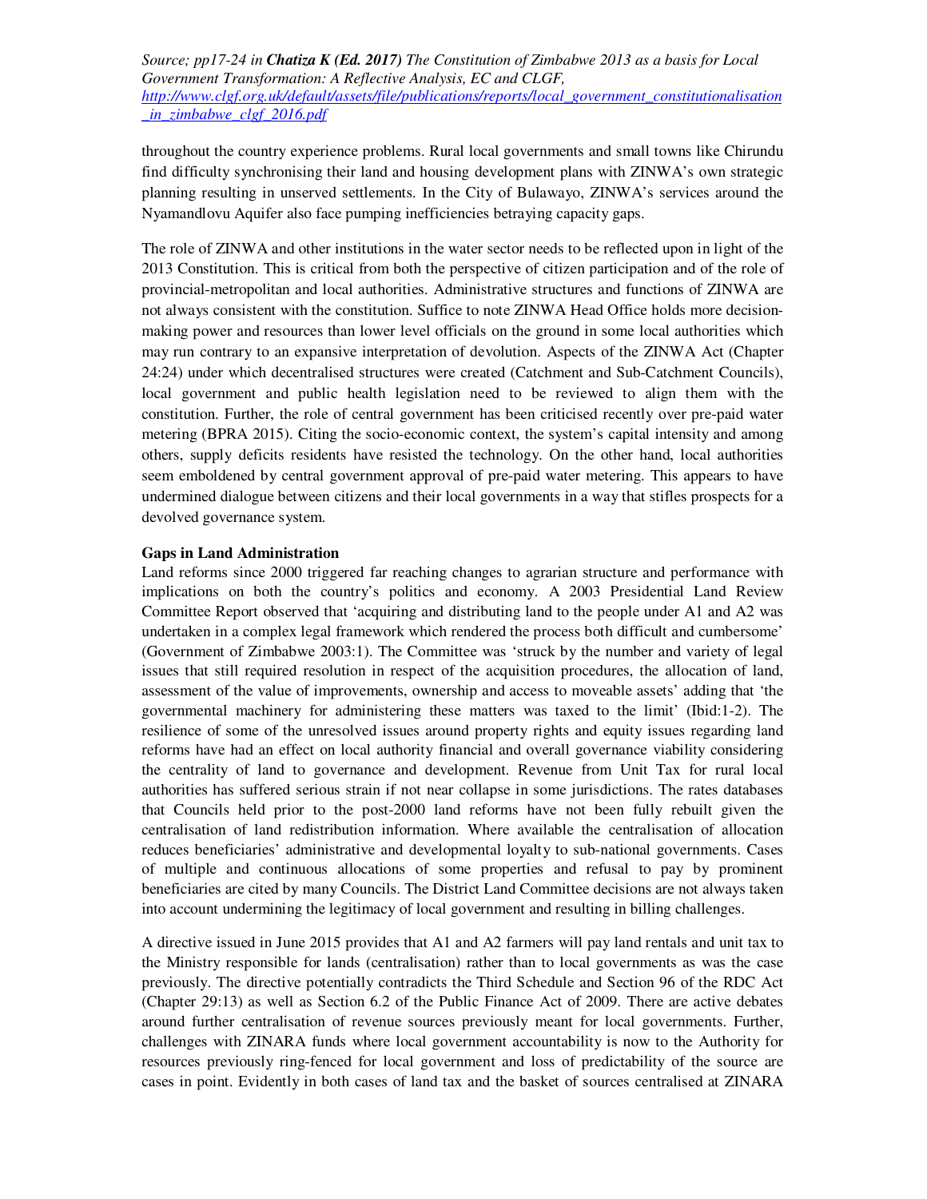throughout the country experience problems. Rural local governments and small towns like Chirundu find difficulty synchronising their land and housing development plans with ZINWA's own strategic planning resulting in unserved settlements. In the City of Bulawayo, ZINWA's services around the Nyamandlovu Aquifer also face pumping inefficiencies betraying capacity gaps.

The role of ZINWA and other institutions in the water sector needs to be reflected upon in light of the 2013 Constitution. This is critical from both the perspective of citizen participation and of the role of provincial-metropolitan and local authorities. Administrative structures and functions of ZINWA are not always consistent with the constitution. Suffice to note ZINWA Head Office holds more decision-making power and resources than lower level officials on the ground in some local authorities which may run contrary to an expansive interpretation of devolution. Aspects of the ZINWA Act (Chapter 24:24) under which decentralised structures were created (Catchment and Sub-Catchment Councils), local government and public health legislation need to be reviewed to align them with the constitution. Further, the role of central government has been criticised recently over pre-paid water metering (BPRA 2015). Citing the socio-economic context, the system's capital intensity and among others, supply deficits residents have resisted the technology. On the other hand, local authorities seem emboldened by central government approval of pre-paid water metering. This appears to have undermined dialogue between citizens and their local governments in a way that stifles prospects for a devolved governance system.

**Gaps in Land Administration**

Land reforms since 2000 triggered far reaching changes to agrarian structure and performance with implications on both the country's politics and economy. A 2003 Presidential Land Review Committee Report observed that 'acquiring and distributing land to the people under A1 and A2 was undertaken in a complex legal framework which rendered the process both difficult and cumbersome' (Government of Zimbabwe 2003:1). The Committee was 'struck by the number and variety of legal issues that still required resolution in respect of the acquisition procedures, the allocation of land, assessment of the value of improvements, ownership and access to moveable assets' adding that 'the governmental machinery for administering these matters was taxed to the limit' (Ibid:1-2). The resilience of some of the unresolved issues around property rights and equity issues regarding land reforms have had an effect on local authority financial and overall governance viability considering the centrality of land to governance and development. Revenue from Unit Tax for rural local authorities has suffered serious strain if not near collapse in some jurisdictions. The rates databases that Councils held prior to the post-2000 land reforms have not been fully rebuilt given the centralisation of land redistribution information. Where available the centralisation of allocation reduces beneficiaries' administrative and developmental loyalty to sub-national governments. Cases of multiple and continuous allocations of some properties and refusal to pay by prominent beneficiaries are cited by many Councils. The District Land Committee decisions are not always taken into account undermining the legitimacy of local government and resulting in billing challenges.

A directive issued in June 2015 provides that A1 and A2 farmers will pay land rentals and unit tax to the Ministry responsible for lands (centralisation) rather than to local governments as was the case previously. The directive potentially contradicts the Third Schedule and Section 96 of the RDC Act (Chapter 29:13) as well as Section 6.2 of the Public Finance Act of 2009. There are active debates around further centralisation of revenue sources previously meant for local governments. Further, challenges with ZINARA funds where local government accountability is now to the Authority for resources previously ring-fenced for local government and loss of predictability of the source are cases in point. Evidently in both cases of land tax and the basket of sources centralised at ZINARA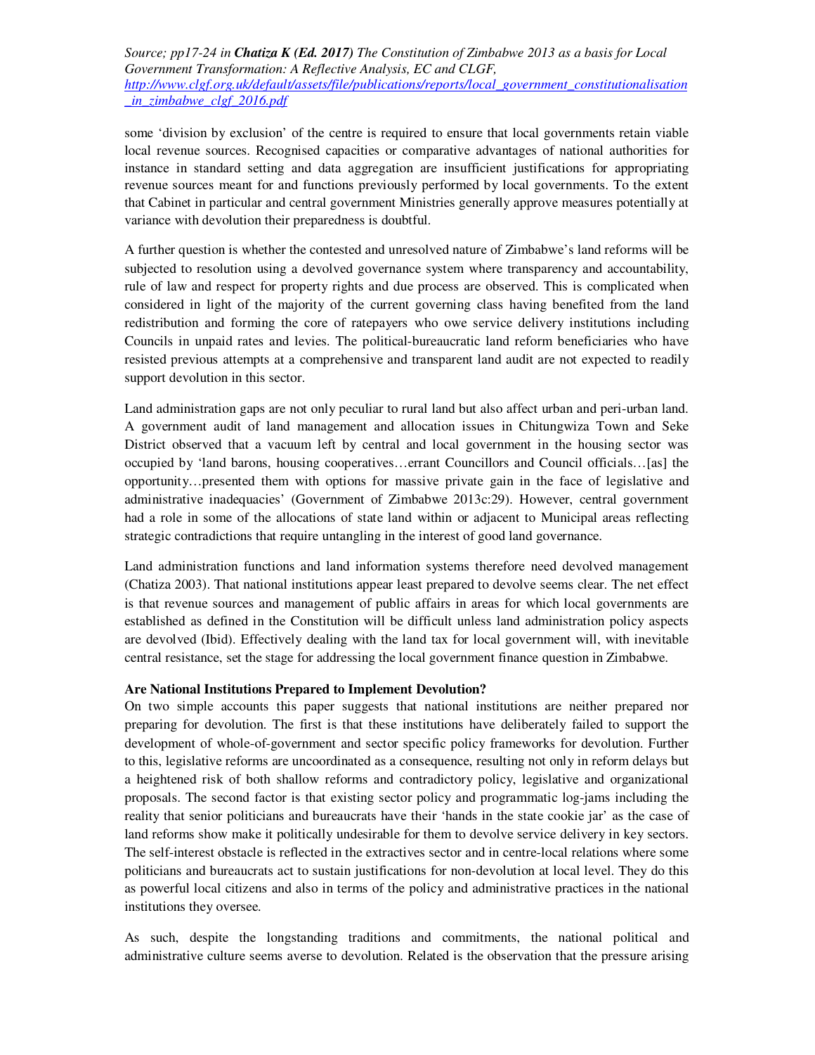some 'division by exclusion' of the centre is required to ensure that local governments retain viable local revenue sources. Recognised capacities or comparative advantages of national authorities for instance in standard setting and data aggregation are insufficient justifications for appropriating revenue sources meant for and functions previously performed by local governments. To the extent that Cabinet in particular and central government Ministries generally approve measures potentially at variance with devolution their preparedness is doubtful.

A further question is whether the contested and unresolved nature of Zimbabwe's land reforms will be subjected to resolution using a devolved governance system where transparency and accountability, rule of law and respect for property rights and due process are observed. This is complicated when considered in light of the majority of the current governing class having benefited from the land redistribution and forming the core of ratepayers who owe service delivery institutions including Councils in unpaid rates and levies. The political-bureaucratic land reform beneficiaries who have resisted previous attempts at a comprehensive and transparent land audit are not expected to readily support devolution in this sector.

Land administration gaps are not only peculiar to rural land but also affect urban and peri-urban land. A government audit of land management and allocation issues in Chitungwiza Town and Seke District observed that a vacuum left by central and local government in the housing sector was occupied by 'land barons, housing cooperatives…errant Councillors and Council officials…[as] the opportunity…presented them with options for massive private gain in the face of legislative and administrative inadequacies' (Government of Zimbabwe 2013c:29). However, central government had a role in some of the allocations of state land within or adjacent to Municipal areas reflecting strategic contradictions that require untangling in the interest of good land governance.

Land administration functions and land information systems therefore need devolved management (Chatiza 2003). That national institutions appear least prepared to devolve seems clear. The net effect is that revenue sources and management of public affairs in areas for which local governments are established as defined in the Constitution will be difficult unless land administration policy aspects are devolved (Ibid). Effectively dealing with the land tax for local government will, with inevitable central resistance, set the stage for addressing the local government finance question in Zimbabwe.

**Are National Institutions Prepared to Implement Devolution?**

On two simple accounts this paper suggests that national institutions are neither prepared nor preparing for devolution. The first is that these institutions have deliberately failed to support the development of whole-of-government and sector specific policy frameworks for devolution. Further to this, legislative reforms are uncoordinated as a consequence, resulting not only in reform delays but a heightened risk of both shallow reforms and contradictory policy, legislative and organizational proposals. The second factor is that existing sector policy and programmatic log-jams including the reality that senior politicians and bureaucrats have their 'hands in the state cookie jar' as the case of land reforms show make it politically undesirable for them to devolve service delivery in key sectors. The self-interest obstacle is reflected in the extractives sector and in centre-local relations where some politicians and bureaucrats act to sustain justifications for non-devolution at local level. They do this as powerful local citizens and also in terms of the policy and administrative practices in the national institutions they oversee.

As such, despite the longstanding traditions and commitments, the national political and administrative culture seems averse to devolution. Related is the observation that the pressure arising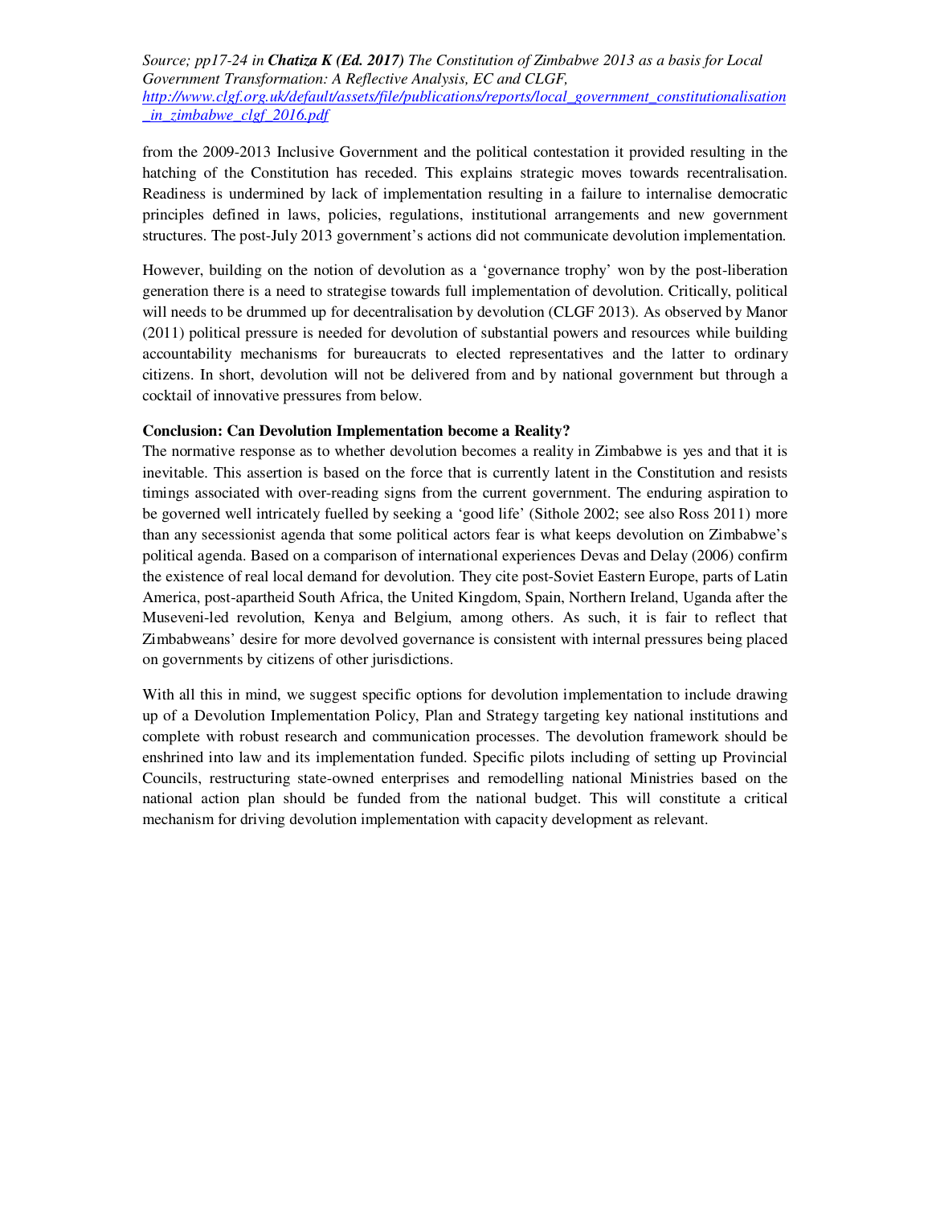from the 2009-2013 Inclusive Government and the political contestation it provided resulting in the hatching of the Constitution has receded. This explains strategic moves towards recentralisation. Readiness is undermined by lack of implementation resulting in a failure to internalise democratic principles defined in laws, policies, regulations, institutional arrangements and new government structures. The post-July 2013 government's actions did not communicate devolution implementation.

However, building on the notion of devolution as a 'governance trophy' won by the post-liberation generation there is a need to strategise towards full implementation of devolution. Critically, political will needs to be drummed up for decentralisation by devolution (CLGF 2013). As observed by Manor (2011) political pressure is needed for devolution of substantial powers and resources while building accountability mechanisms for bureaucrats to elected representatives and the latter to ordinary citizens. In short, devolution will not be delivered from and by national government but through a cocktail of innovative pressures from below.

**Conclusion: Can Devolution Implementation become a Reality?**

The normative response as to whether devolution becomes a reality in Zimbabwe is yes and that it is inevitable. This assertion is based on the force that is currently latent in the Constitution and resists timings associated with over-reading signs from the current government. The enduring aspiration to be governed well intricately fuelled by seeking a 'good life' (Sithole 2002; see also Ross 2011) more than any secessionist agenda that some political actors fear is what keeps devolution on Zimbabwe's political agenda. Based on a comparison of international experiences Devas and Delay (2006) confirm the existence of real local demand for devolution. They cite post-Soviet Eastern Europe, parts of Latin America, post-apartheid South Africa, the United Kingdom, Spain, Northern Ireland, Uganda after the Museveni-led revolution, Kenya and Belgium, among others. As such, it is fair to reflect that Zimbabweans' desire for more devolved governance is consistent with internal pressures being placed on governments by citizens of other jurisdictions.

With all this in mind, we suggest specific options for devolution implementation to include drawing up of a Devolution Implementation Policy, Plan and Strategy targeting key national institutions and complete with robust research and communication processes. The devolution framework should be enshrined into law and its implementation funded. Specific pilots including of setting up Provincial Councils, restructuring state-owned enterprises and remodelling national Ministries based on the national action plan should be funded from the national budget. This will constitute a critical mechanism for driving devolution implementation with capacity development as relevant.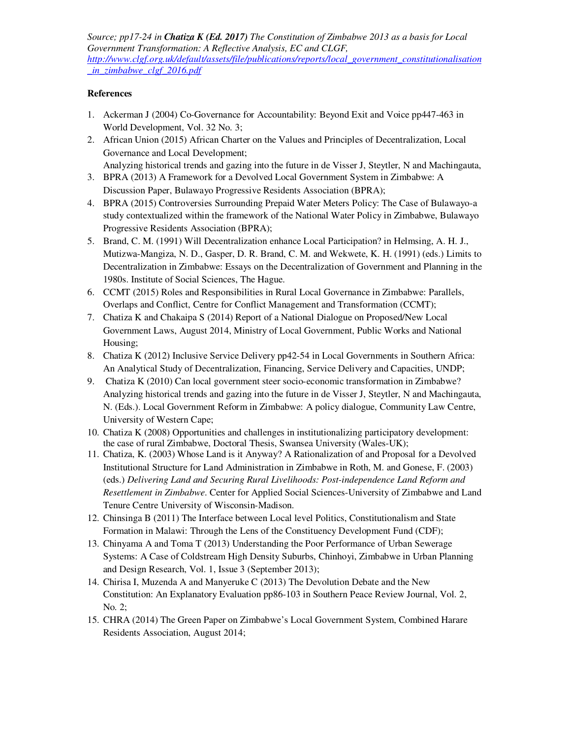*Source; pp17-24 in* ***Chatiza K (Ed. 2017)*** *The Constitution of Zimbabwe 2013 as a basis for Local Government Transformation: A Reflective Analysis, EC and CLGF,* *http://www.clgf.org.uk/default/assets/file/publications/reports/local_government_constitutionalisation_in_zimbabwe_clgf_2016.pdf*

**References**

1. Ackerman J (2004) Co-Governance for Accountability: Beyond Exit and Voice pp447-463 in World Development, Vol. 32 No. 3;
2. African Union (2015) African Charter on the Values and Principles of Decentralization, Local Governance and Local Development;
   Analyzing historical trends and gazing into the future in de Visser J, Steytler, N and Machingauta,
3. BPRA (2013) A Framework for a Devolved Local Government System in Zimbabwe: A Discussion Paper, Bulawayo Progressive Residents Association (BPRA);
4. BPRA (2015) Controversies Surrounding Prepaid Water Meters Policy: The Case of Bulawayo-a study contextualized within the framework of the National Water Policy in Zimbabwe, Bulawayo Progressive Residents Association (BPRA);
5. Brand, C. M. (1991) Will Decentralization enhance Local Participation? in Helmsing, A. H. J., Mutizwa-Mangiza, N. D., Gasper, D. R. Brand, C. M. and Wekwete, K. H. (1991) (eds.) Limits to Decentralization in Zimbabwe: Essays on the Decentralization of Government and Planning in the 1980s. Institute of Social Sciences, The Hague.
6. CCMT (2015) Roles and Responsibilities in Rural Local Governance in Zimbabwe: Parallels, Overlaps and Conflict, Centre for Conflict Management and Transformation (CCMT);
7. Chatiza K and Chakaipa S (2014) Report of a National Dialogue on Proposed/New Local Government Laws, August 2014, Ministry of Local Government, Public Works and National Housing;
8. Chatiza K (2012) Inclusive Service Delivery pp42-54 in Local Governments in Southern Africa: An Analytical Study of Decentralization, Financing, Service Delivery and Capacities, UNDP;
9. Chatiza K (2010) Can local government steer socio-economic transformation in Zimbabwe? Analyzing historical trends and gazing into the future in de Visser J, Steytler, N and Machingauta, N. (Eds.). Local Government Reform in Zimbabwe: A policy dialogue, Community Law Centre, University of Western Cape;
10. Chatiza K (2008) Opportunities and challenges in institutionalizing participatory development: the case of rural Zimbabwe, Doctoral Thesis, Swansea University (Wales-UK);
11. Chatiza, K. (2003) Whose Land is it Anyway? A Rationalization of and Proposal for a Devolved Institutional Structure for Land Administration in Zimbabwe in Roth, M. and Gonese, F. (2003) (eds.) *Delivering Land and Securing Rural Livelihoods: Post-independence Land Reform and Resettlement in Zimbabwe*. Center for Applied Social Sciences-University of Zimbabwe and Land Tenure Centre University of Wisconsin-Madison.
12. Chinsinga B (2011) The Interface between Local level Politics, Constitutionalism and State Formation in Malawi: Through the Lens of the Constituency Development Fund (CDF);
13. Chinyama A and Toma T (2013) Understanding the Poor Performance of Urban Sewerage Systems: A Case of Coldstream High Density Suburbs, Chinhoyi, Zimbabwe in Urban Planning and Design Research, Vol. 1, Issue 3 (September 2013);
14. Chirisa I, Muzenda A and Manyeruke C (2013) The Devolution Debate and the New Constitution: An Explanatory Evaluation pp86-103 in Southern Peace Review Journal, Vol. 2, No. 2;
15. CHRA (2014) The Green Paper on Zimbabwe's Local Government System, Combined Harare Residents Association, August 2014;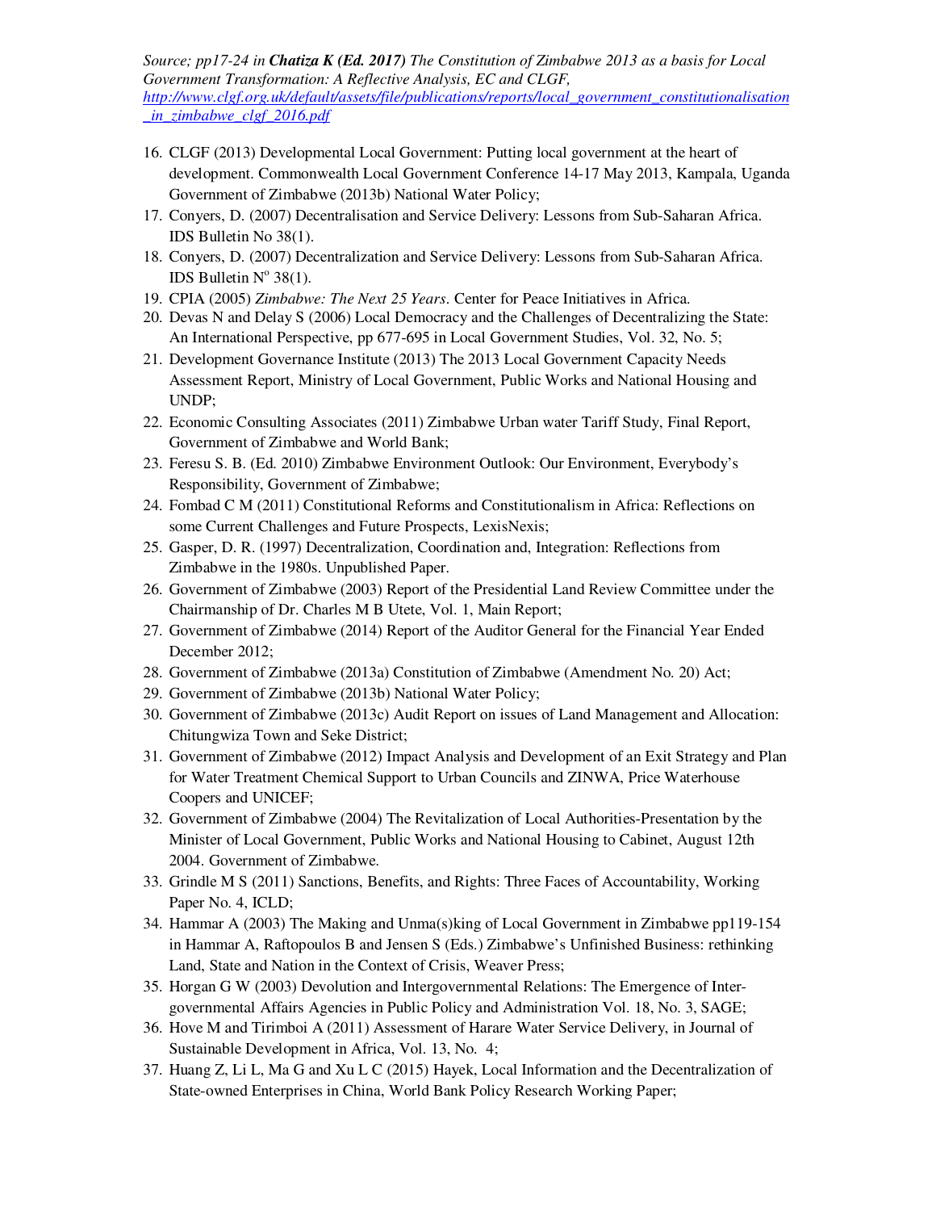Source; pp17-24 in ***Chatiza K (Ed. 2017)*** *The Constitution of Zimbabwe 2013 as a basis for Local Government Transformation: A Reflective Analysis, EC and CLGF,* *http://www.clgf.org.uk/default/assets/file/publications/reports/local_government_constitutionalisation_in_zimbabwe_clgf_2016.pdf*

16. CLGF (2013) Developmental Local Government: Putting local government at the heart of development. Commonwealth Local Government Conference 14-17 May 2013, Kampala, Uganda Government of Zimbabwe (2013b) National Water Policy;
17. Conyers, D. (2007) Decentralisation and Service Delivery: Lessons from Sub-Saharan Africa. IDS Bulletin No 38(1).
18. Conyers, D. (2007) Decentralization and Service Delivery: Lessons from Sub-Saharan Africa. IDS Bulletin N$^{o}$ 38(1).
19. CPIA (2005) *Zimbabwe: The Next 25 Years*. Center for Peace Initiatives in Africa.
20. Devas N and Delay S (2006) Local Democracy and the Challenges of Decentralizing the State: An International Perspective, pp 677-695 in Local Government Studies, Vol. 32, No. 5;
21. Development Governance Institute (2013) The 2013 Local Government Capacity Needs Assessment Report, Ministry of Local Government, Public Works and National Housing and UNDP;
22. Economic Consulting Associates (2011) Zimbabwe Urban water Tariff Study, Final Report, Government of Zimbabwe and World Bank;
23. Feresu S. B. (Ed. 2010) Zimbabwe Environment Outlook: Our Environment, Everybody's Responsibility, Government of Zimbabwe;
24. Fombad C M (2011) Constitutional Reforms and Constitutionalism in Africa: Reflections on some Current Challenges and Future Prospects, LexisNexis;
25. Gasper, D. R. (1997) Decentralization, Coordination and, Integration: Reflections from Zimbabwe in the 1980s. Unpublished Paper.
26. Government of Zimbabwe (2003) Report of the Presidential Land Review Committee under the Chairmanship of Dr. Charles M B Utete, Vol. 1, Main Report;
27. Government of Zimbabwe (2014) Report of the Auditor General for the Financial Year Ended December 2012;
28. Government of Zimbabwe (2013a) Constitution of Zimbabwe (Amendment No. 20) Act;
29. Government of Zimbabwe (2013b) National Water Policy;
30. Government of Zimbabwe (2013c) Audit Report on issues of Land Management and Allocation: Chitungwiza Town and Seke District;
31. Government of Zimbabwe (2012) Impact Analysis and Development of an Exit Strategy and Plan for Water Treatment Chemical Support to Urban Councils and ZINWA, Price Waterhouse Coopers and UNICEF;
32. Government of Zimbabwe (2004) The Revitalization of Local Authorities-Presentation by the Minister of Local Government, Public Works and National Housing to Cabinet, August 12th 2004. Government of Zimbabwe.
33. Grindle M S (2011) Sanctions, Benefits, and Rights: Three Faces of Accountability, Working Paper No. 4, ICLD;
34. Hammar A (2003) The Making and Unma(s)king of Local Government in Zimbabwe pp119-154 in Hammar A, Raftopoulos B and Jensen S (Eds.) Zimbabwe's Unfinished Business: rethinking Land, State and Nation in the Context of Crisis, Weaver Press;
35. Horgan G W (2003) Devolution and Intergovernmental Relations: The Emergence of Inter-governmental Affairs Agencies in Public Policy and Administration Vol. 18, No. 3, SAGE;
36. Hove M and Tirimboi A (2011) Assessment of Harare Water Service Delivery, in Journal of Sustainable Development in Africa, Vol. 13, No. 4;
37. Huang Z, Li L, Ma G and Xu L C (2015) Hayek, Local Information and the Decentralization of State-owned Enterprises in China, World Bank Policy Research Working Paper;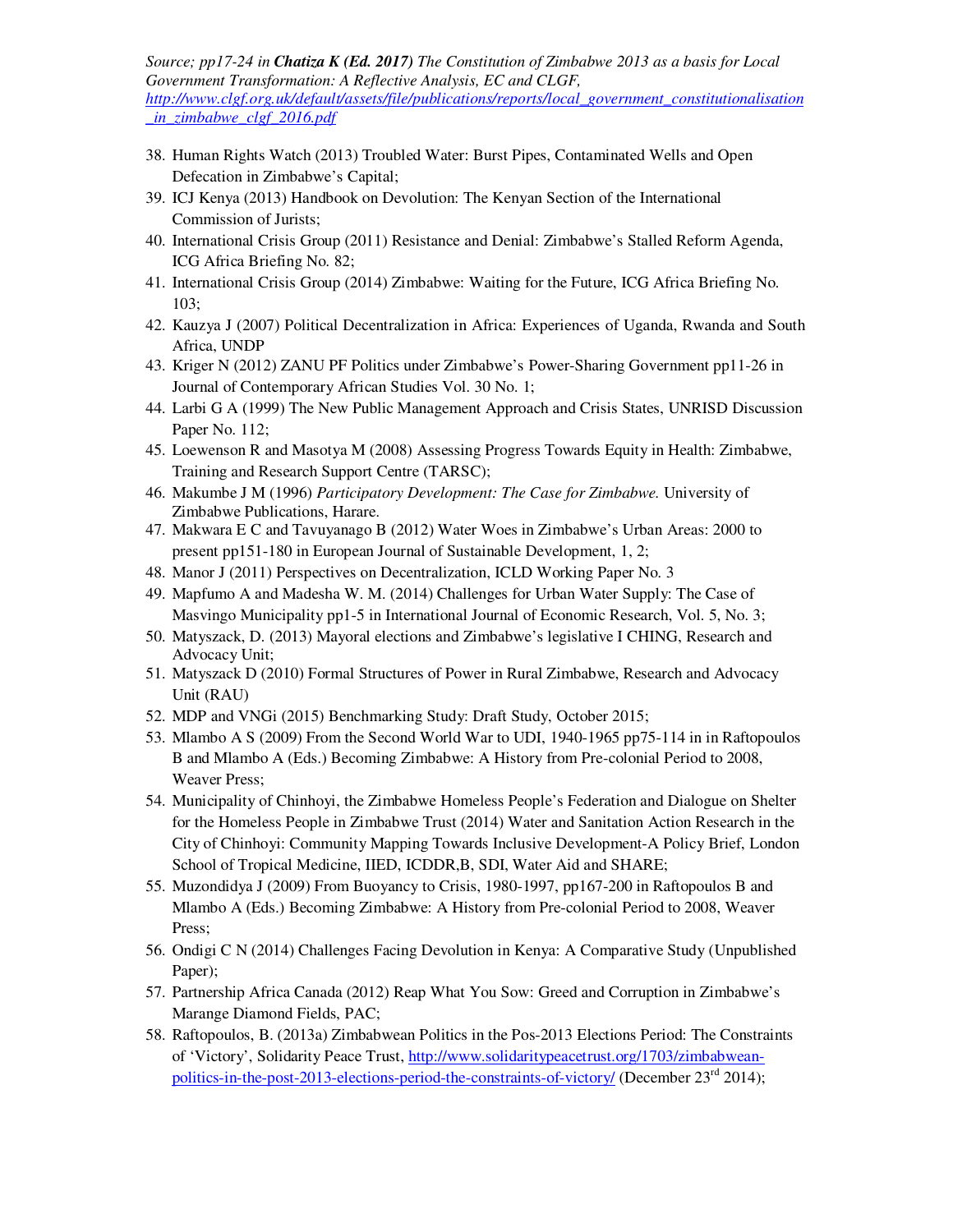38. Human Rights Watch (2013) Troubled Water: Burst Pipes, Contaminated Wells and Open Defecation in Zimbabwe's Capital;
39. ICJ Kenya (2013) Handbook on Devolution: The Kenyan Section of the International Commission of Jurists;
40. International Crisis Group (2011) Resistance and Denial: Zimbabwe's Stalled Reform Agenda, ICG Africa Briefing No. 82;
41. International Crisis Group (2014) Zimbabwe: Waiting for the Future, ICG Africa Briefing No. 103;
42. Kauzya J (2007) Political Decentralization in Africa: Experiences of Uganda, Rwanda and South Africa, UNDP
43. Kriger N (2012) ZANU PF Politics under Zimbabwe's Power-Sharing Government pp11-26 in Journal of Contemporary African Studies Vol. 30 No. 1;
44. Larbi G A (1999) The New Public Management Approach and Crisis States, UNRISD Discussion Paper No. 112;
45. Loewenson R and Masotya M (2008) Assessing Progress Towards Equity in Health: Zimbabwe, Training and Research Support Centre (TARSC);
46. Makumbe J M (1996) *Participatory Development: The Case for Zimbabwe.* University of Zimbabwe Publications, Harare.
47. Makwara E C and Tavuyanago B (2012) Water Woes in Zimbabwe's Urban Areas: 2000 to present pp151-180 in European Journal of Sustainable Development, 1, 2;
48. Manor J (2011) Perspectives on Decentralization, ICLD Working Paper No. 3
49. Mapfumo A and Madesha W. M. (2014) Challenges for Urban Water Supply: The Case of Masvingo Municipality pp1-5 in International Journal of Economic Research, Vol. 5, No. 3;
50. Matyszack, D. (2013) Mayoral elections and Zimbabwe's legislative I CHING, Research and Advocacy Unit;
51. Matyszack D (2010) Formal Structures of Power in Rural Zimbabwe, Research and Advocacy Unit (RAU)
52. MDP and VNGi (2015) Benchmarking Study: Draft Study, October 2015;
53. Mlambo A S (2009) From the Second World War to UDI, 1940-1965 pp75-114 in in Raftopoulos B and Mlambo A (Eds.) Becoming Zimbabwe: A History from Pre-colonial Period to 2008, Weaver Press;
54. Municipality of Chinhoyi, the Zimbabwe Homeless People's Federation and Dialogue on Shelter for the Homeless People in Zimbabwe Trust (2014) Water and Sanitation Action Research in the City of Chinhoyi: Community Mapping Towards Inclusive Development-A Policy Brief, London School of Tropical Medicine, IIED, ICDDR,B, SDI, Water Aid and SHARE;
55. Muzondidya J (2009) From Buoyancy to Crisis, 1980-1997, pp167-200 in Raftopoulos B and Mlambo A (Eds.) Becoming Zimbabwe: A History from Pre-colonial Period to 2008, Weaver Press;
56. Ondigi C N (2014) Challenges Facing Devolution in Kenya: A Comparative Study (Unpublished Paper);
57. Partnership Africa Canada (2012) Reap What You Sow: Greed and Corruption in Zimbabwe's Marange Diamond Fields, PAC;
58. Raftopoulos, B. (2013a) Zimbabwean Politics in the Pos-2013 Elections Period: The Constraints of 'Victory', Solidarity Peace Trust, http://www.solidaritypeacetrust.org/1703/zimbabwean-politics-in-the-post-2013-elections-period-the-constraints-of-victory/ (December 23rd 2014);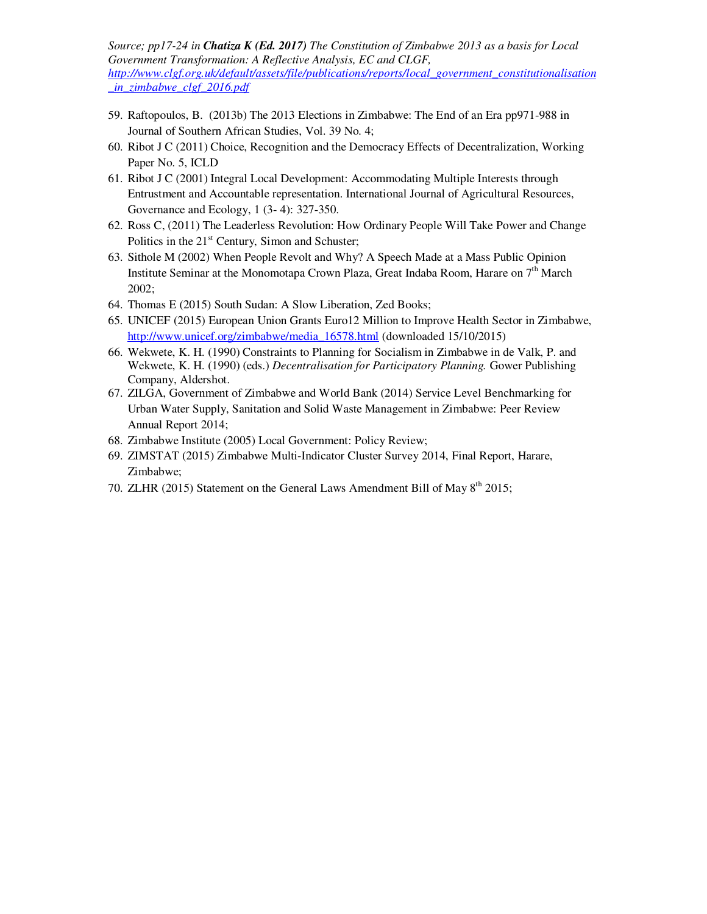*Source; pp17-24 in **Chatiza K (Ed. 2017)** The Constitution of Zimbabwe 2013 as a basis for Local Government Transformation: A Reflective Analysis, EC and CLGF, http://www.clgf.org.uk/default/assets/file/publications/reports/local_government_constitutionalisation_in_zimbabwe_clgf_2016.pdf*

59. Raftopoulos, B. (2013b) The 2013 Elections in Zimbabwe: The End of an Era pp971-988 in Journal of Southern African Studies, Vol. 39 No. 4;
60. Ribot J C (2011) Choice, Recognition and the Democracy Effects of Decentralization, Working Paper No. 5, ICLD
61. Ribot J C (2001) Integral Local Development: Accommodating Multiple Interests through Entrustment and Accountable representation. International Journal of Agricultural Resources, Governance and Ecology, 1 (3- 4): 327-350.
62. Ross C, (2011) The Leaderless Revolution: How Ordinary People Will Take Power and Change Politics in the 21st Century, Simon and Schuster;
63. Sithole M (2002) When People Revolt and Why? A Speech Made at a Mass Public Opinion Institute Seminar at the Monomotapa Crown Plaza, Great Indaba Room, Harare on 7th March 2002;
64. Thomas E (2015) South Sudan: A Slow Liberation, Zed Books;
65. UNICEF (2015) European Union Grants Euro12 Million to Improve Health Sector in Zimbabwe, http://www.unicef.org/zimbabwe/media_16578.html (downloaded 15/10/2015)
66. Wekwete, K. H. (1990) Constraints to Planning for Socialism in Zimbabwe in de Valk, P. and Wekwete, K. H. (1990) (eds.) *Decentralisation for Participatory Planning.* Gower Publishing Company, Aldershot.
67. ZILGA, Government of Zimbabwe and World Bank (2014) Service Level Benchmarking for Urban Water Supply, Sanitation and Solid Waste Management in Zimbabwe: Peer Review Annual Report 2014;
68. Zimbabwe Institute (2005) Local Government: Policy Review;
69. ZIMSTAT (2015) Zimbabwe Multi-Indicator Cluster Survey 2014, Final Report, Harare, Zimbabwe;
70. ZLHR (2015) Statement on the General Laws Amendment Bill of May 8th 2015;